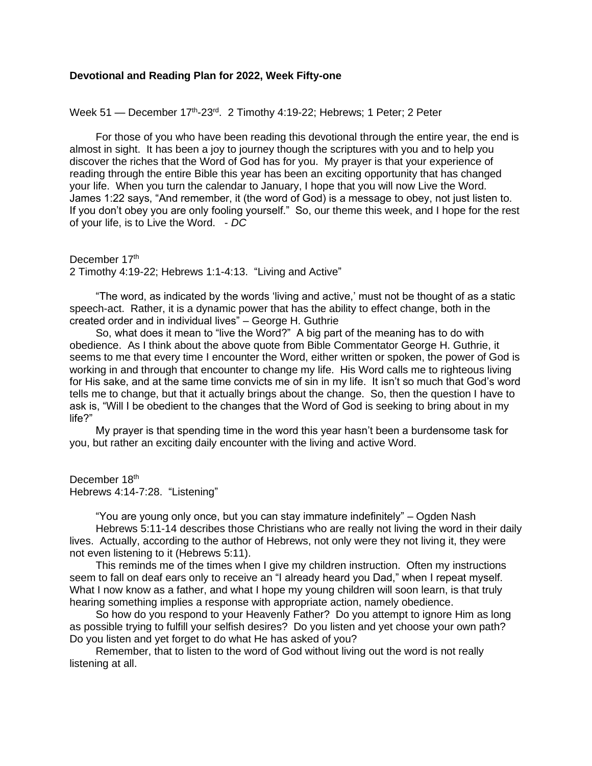**Devotional and Reading Plan for 2022, Week Fifty-one**

Week 51 — December 17th-23rd. 2 Timothy 4:19-22; Hebrews; 1 Peter; 2 Peter

For those of you who have been reading this devotional through the entire year, the end is almost in sight. It has been a joy to journey though the scriptures with you and to help you discover the riches that the Word of God has for you. My prayer is that your experience of reading through the entire Bible this year has been an exciting opportunity that has changed your life. When you turn the calendar to January, I hope that you will now Live the Word. James 1:22 says, "And remember, it (the word of God) is a message to obey, not just listen to. If you don't obey you are only fooling yourself." So, our theme this week, and I hope for the rest of your life, is to Live the Word. *- DC*

December 17th
2 Timothy 4:19-22; Hebrews 1:1-4:13. "Living and Active"

"The word, as indicated by the words 'living and active,' must not be thought of as a static speech-act. Rather, it is a dynamic power that has the ability to effect change, both in the created order and in individual lives" – George H. Guthrie

So, what does it mean to "live the Word?" A big part of the meaning has to do with obedience. As I think about the above quote from Bible Commentator George H. Guthrie, it seems to me that every time I encounter the Word, either written or spoken, the power of God is working in and through that encounter to change my life. His Word calls me to righteous living for His sake, and at the same time convicts me of sin in my life. It isn't so much that God's word tells me to change, but that it actually brings about the change. So, then the question I have to ask is, "Will I be obedient to the changes that the Word of God is seeking to bring about in my life?"

My prayer is that spending time in the word this year hasn't been a burdensome task for you, but rather an exciting daily encounter with the living and active Word.

December 18th
Hebrews 4:14-7:28. "Listening"

"You are young only once, but you can stay immature indefinitely" – Ogden Nash

Hebrews 5:11-14 describes those Christians who are really not living the word in their daily lives. Actually, according to the author of Hebrews, not only were they not living it, they were not even listening to it (Hebrews 5:11).

This reminds me of the times when I give my children instruction. Often my instructions seem to fall on deaf ears only to receive an "I already heard you Dad," when I repeat myself. What I now know as a father, and what I hope my young children will soon learn, is that truly hearing something implies a response with appropriate action, namely obedience.

So how do you respond to your Heavenly Father? Do you attempt to ignore Him as long as possible trying to fulfill your selfish desires? Do you listen and yet choose your own path? Do you listen and yet forget to do what He has asked of you?

Remember, that to listen to the word of God without living out the word is not really listening at all.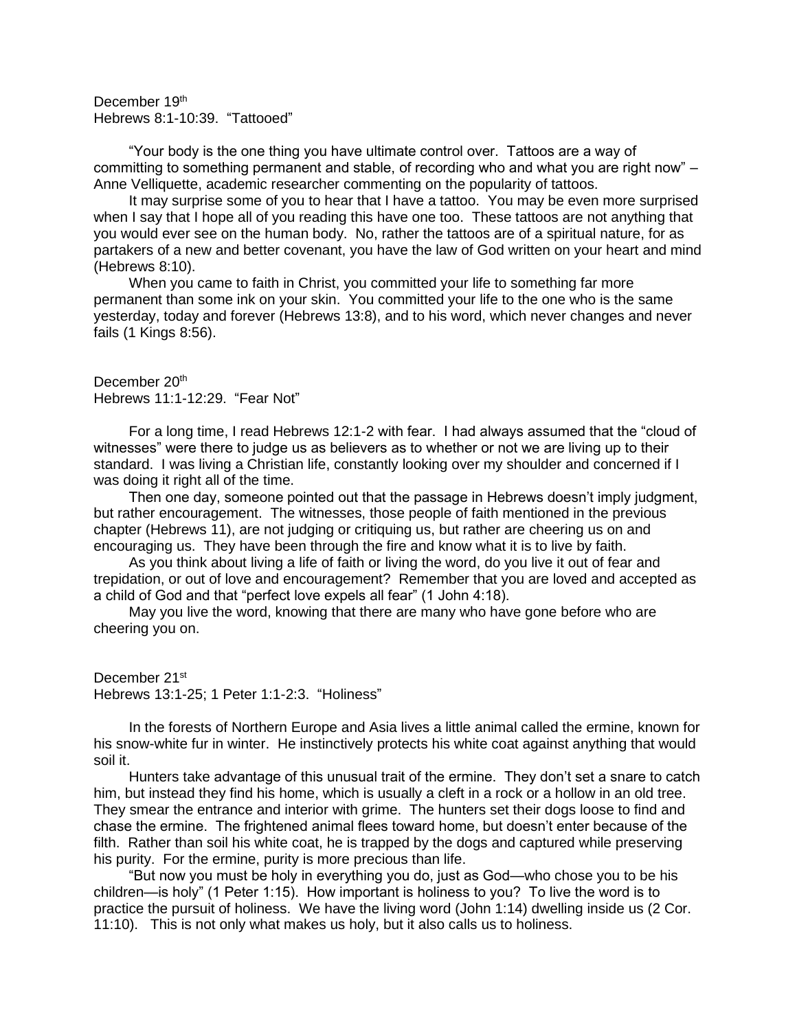December 19th
Hebrews 8:1-10:39. "Tattooed"

"Your body is the one thing you have ultimate control over. Tattoos are a way of committing to something permanent and stable, of recording who and what you are right now" – Anne Velliquette, academic researcher commenting on the popularity of tattoos.

It may surprise some of you to hear that I have a tattoo. You may be even more surprised when I say that I hope all of you reading this have one too. These tattoos are not anything that you would ever see on the human body. No, rather the tattoos are of a spiritual nature, for as partakers of a new and better covenant, you have the law of God written on your heart and mind (Hebrews 8:10).

When you came to faith in Christ, you committed your life to something far more permanent than some ink on your skin. You committed your life to the one who is the same yesterday, today and forever (Hebrews 13:8), and to his word, which never changes and never fails (1 Kings 8:56).

December 20th
Hebrews 11:1-12:29. "Fear Not"

For a long time, I read Hebrews 12:1-2 with fear. I had always assumed that the "cloud of witnesses" were there to judge us as believers as to whether or not we are living up to their standard. I was living a Christian life, constantly looking over my shoulder and concerned if I was doing it right all of the time.

Then one day, someone pointed out that the passage in Hebrews doesn't imply judgment, but rather encouragement. The witnesses, those people of faith mentioned in the previous chapter (Hebrews 11), are not judging or critiquing us, but rather are cheering us on and encouraging us. They have been through the fire and know what it is to live by faith.

As you think about living a life of faith or living the word, do you live it out of fear and trepidation, or out of love and encouragement? Remember that you are loved and accepted as a child of God and that "perfect love expels all fear" (1 John 4:18).

May you live the word, knowing that there are many who have gone before who are cheering you on.

December 21st
Hebrews 13:1-25; 1 Peter 1:1-2:3. "Holiness"

In the forests of Northern Europe and Asia lives a little animal called the ermine, known for his snow-white fur in winter. He instinctively protects his white coat against anything that would soil it.

Hunters take advantage of this unusual trait of the ermine. They don't set a snare to catch him, but instead they find his home, which is usually a cleft in a rock or a hollow in an old tree. They smear the entrance and interior with grime. The hunters set their dogs loose to find and chase the ermine. The frightened animal flees toward home, but doesn't enter because of the filth. Rather than soil his white coat, he is trapped by the dogs and captured while preserving his purity. For the ermine, purity is more precious than life.

"But now you must be holy in everything you do, just as God—who chose you to be his children—is holy" (1 Peter 1:15). How important is holiness to you? To live the word is to practice the pursuit of holiness. We have the living word (John 1:14) dwelling inside us (2 Cor. 11:10). This is not only what makes us holy, but it also calls us to holiness.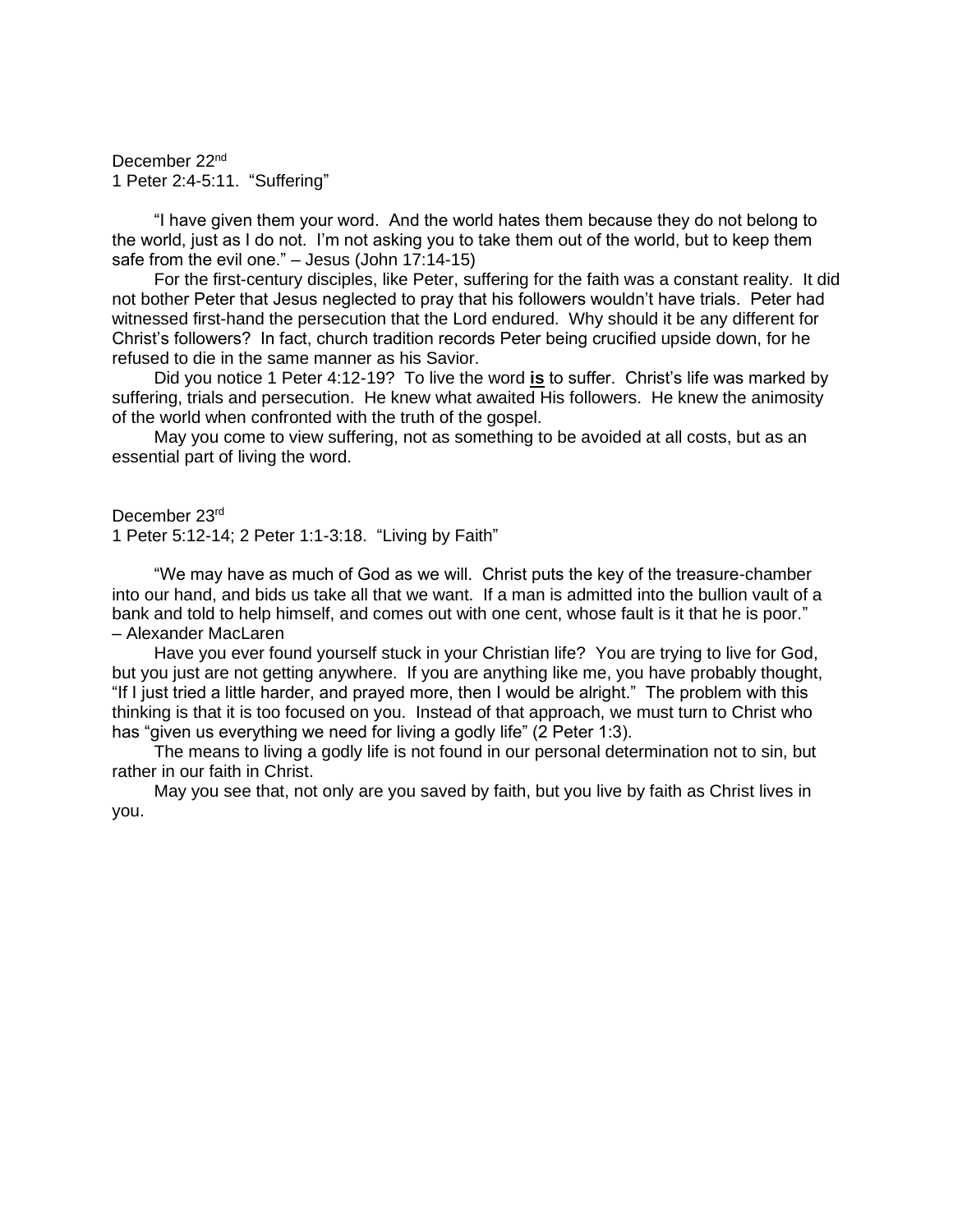December 22nd
1 Peter 2:4-5:11. "Suffering"

"I have given them your word. And the world hates them because they do not belong to the world, just as I do not. I'm not asking you to take them out of the world, but to keep them safe from the evil one." – Jesus (John 17:14-15)

For the first-century disciples, like Peter, suffering for the faith was a constant reality. It did not bother Peter that Jesus neglected to pray that his followers wouldn't have trials. Peter had witnessed first-hand the persecution that the Lord endured. Why should it be any different for Christ's followers? In fact, church tradition records Peter being crucified upside down, for he refused to die in the same manner as his Savior.

Did you notice 1 Peter 4:12-19? To live the word **is** to suffer. Christ's life was marked by suffering, trials and persecution. He knew what awaited His followers. He knew the animosity of the world when confronted with the truth of the gospel.

May you come to view suffering, not as something to be avoided at all costs, but as an essential part of living the word.

December 23rd
1 Peter 5:12-14; 2 Peter 1:1-3:18. "Living by Faith"

"We may have as much of God as we will. Christ puts the key of the treasure-chamber into our hand, and bids us take all that we want. If a man is admitted into the bullion vault of a bank and told to help himself, and comes out with one cent, whose fault is it that he is poor." – Alexander MacLaren

Have you ever found yourself stuck in your Christian life? You are trying to live for God, but you just are not getting anywhere. If you are anything like me, you have probably thought, "If I just tried a little harder, and prayed more, then I would be alright." The problem with this thinking is that it is too focused on you. Instead of that approach, we must turn to Christ who has "given us everything we need for living a godly life" (2 Peter 1:3).

The means to living a godly life is not found in our personal determination not to sin, but rather in our faith in Christ.

May you see that, not only are you saved by faith, but you live by faith as Christ lives in you.